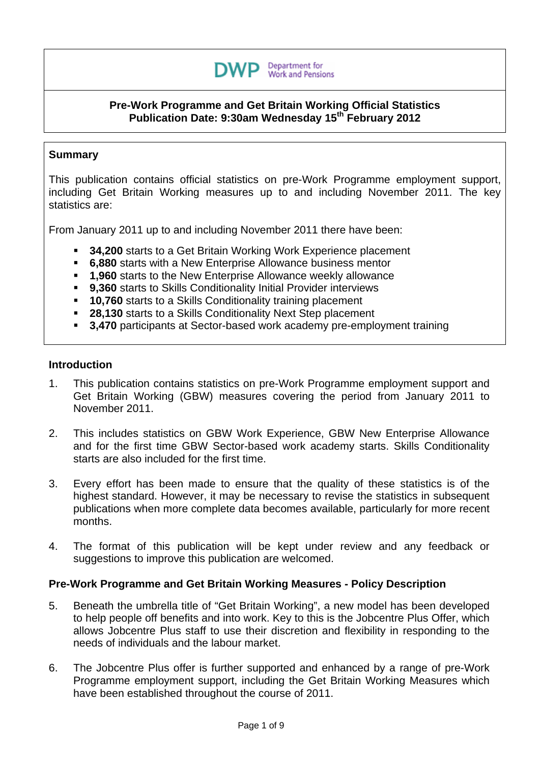DWP Department for Work and Pensions

# Pre-Work Programme and Get Britain Working Official Statistics
# Publication Date: 9:30am Wednesday 15th February 2012

## Summary

This publication contains official statistics on pre-Work Programme employment support, including Get Britain Working measures up to and including November 2011. The key statistics are:

From January 2011 up to and including November 2011 there have been:

- **34,200** starts to a Get Britain Working Work Experience placement
- **6,880** starts with a New Enterprise Allowance business mentor
- **1,960** starts to the New Enterprise Allowance weekly allowance
- **9,360** starts to Skills Conditionality Initial Provider interviews
- **10,760** starts to a Skills Conditionality training placement
- **28,130** starts to a Skills Conditionality Next Step placement
- **3,470** participants at Sector-based work academy pre-employment training

## Introduction

1. This publication contains statistics on pre-Work Programme employment support and Get Britain Working (GBW) measures covering the period from January 2011 to November 2011.

2. This includes statistics on GBW Work Experience, GBW New Enterprise Allowance and for the first time GBW Sector-based work academy starts. Skills Conditionality starts are also included for the first time.

3. Every effort has been made to ensure that the quality of these statistics is of the highest standard. However, it may be necessary to revise the statistics in subsequent publications when more complete data becomes available, particularly for more recent months.

4. The format of this publication will be kept under review and any feedback or suggestions to improve this publication are welcomed.

## Pre-Work Programme and Get Britain Working Measures - Policy Description

5. Beneath the umbrella title of "Get Britain Working", a new model has been developed to help people off benefits and into work. Key to this is the Jobcentre Plus Offer, which allows Jobcentre Plus staff to use their discretion and flexibility in responding to the needs of individuals and the labour market.

6. The Jobcentre Plus offer is further supported and enhanced by a range of pre-Work Programme employment support, including the Get Britain Working Measures which have been established throughout the course of 2011.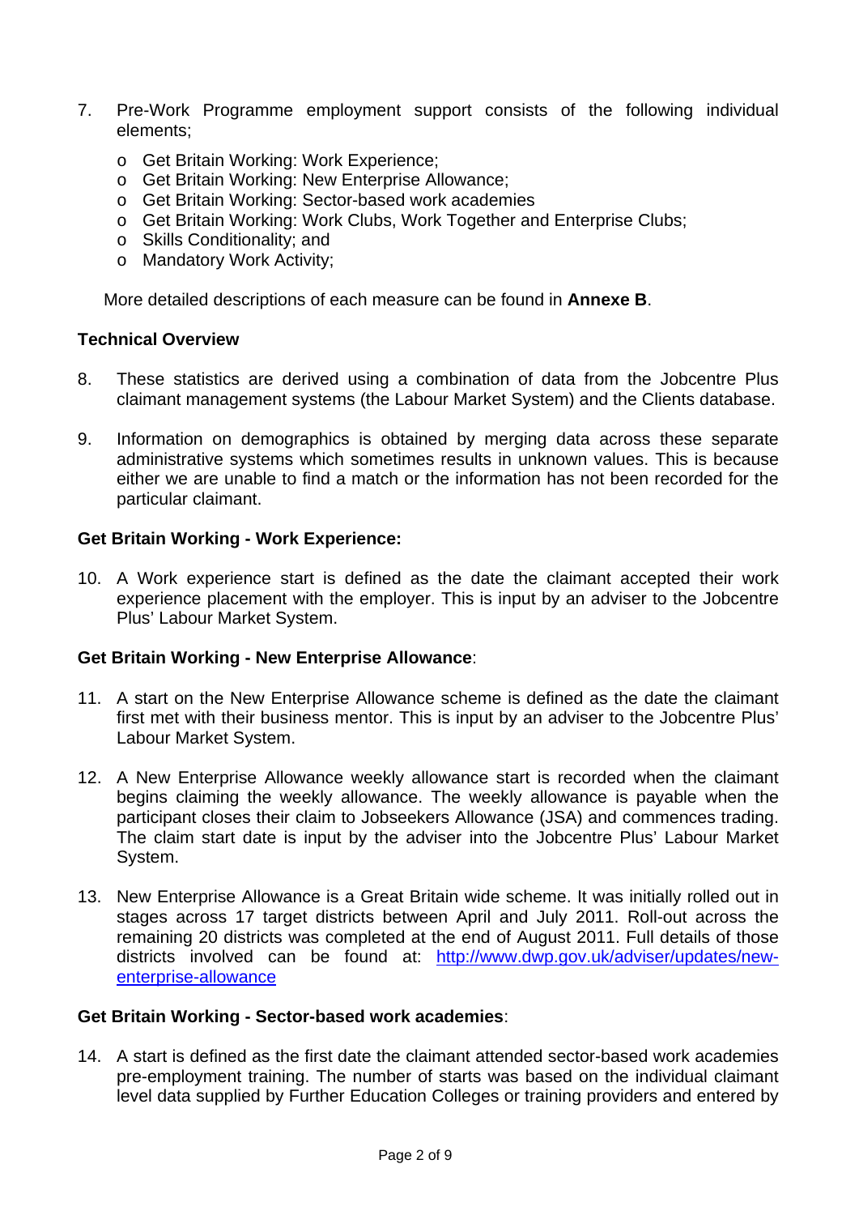7. Pre-Work Programme employment support consists of the following individual elements;

   - Get Britain Working: Work Experience;
   - Get Britain Working: New Enterprise Allowance;
   - Get Britain Working: Sector-based work academies
   - Get Britain Working: Work Clubs, Work Together and Enterprise Clubs;
   - Skills Conditionality; and
   - Mandatory Work Activity;

   More detailed descriptions of each measure can be found in **Annexe B**.

### Technical Overview

8. These statistics are derived using a combination of data from the Jobcentre Plus claimant management systems (the Labour Market System) and the Clients database.

9. Information on demographics is obtained by merging data across these separate administrative systems which sometimes results in unknown values. This is because either we are unable to find a match or the information has not been recorded for the particular claimant.

### Get Britain Working - Work Experience:

10. A Work experience start is defined as the date the claimant accepted their work experience placement with the employer. This is input by an adviser to the Jobcentre Plus' Labour Market System.

### Get Britain Working - New Enterprise Allowance:

11. A start on the New Enterprise Allowance scheme is defined as the date the claimant first met with their business mentor. This is input by an adviser to the Jobcentre Plus' Labour Market System.

12. A New Enterprise Allowance weekly allowance start is recorded when the claimant begins claiming the weekly allowance. The weekly allowance is payable when the participant closes their claim to Jobseekers Allowance (JSA) and commences trading. The claim start date is input by the adviser into the Jobcentre Plus' Labour Market System.

13. New Enterprise Allowance is a Great Britain wide scheme. It was initially rolled out in stages across 17 target districts between April and July 2011. Roll-out across the remaining 20 districts was completed at the end of August 2011. Full details of those districts involved can be found at: [http://www.dwp.gov.uk/adviser/updates/new-enterprise-allowance](http://www.dwp.gov.uk/adviser/updates/new-enterprise-allowance)

### Get Britain Working - Sector-based work academies:

14. A start is defined as the first date the claimant attended sector-based work academies pre-employment training. The number of starts was based on the individual claimant level data supplied by Further Education Colleges or training providers and entered by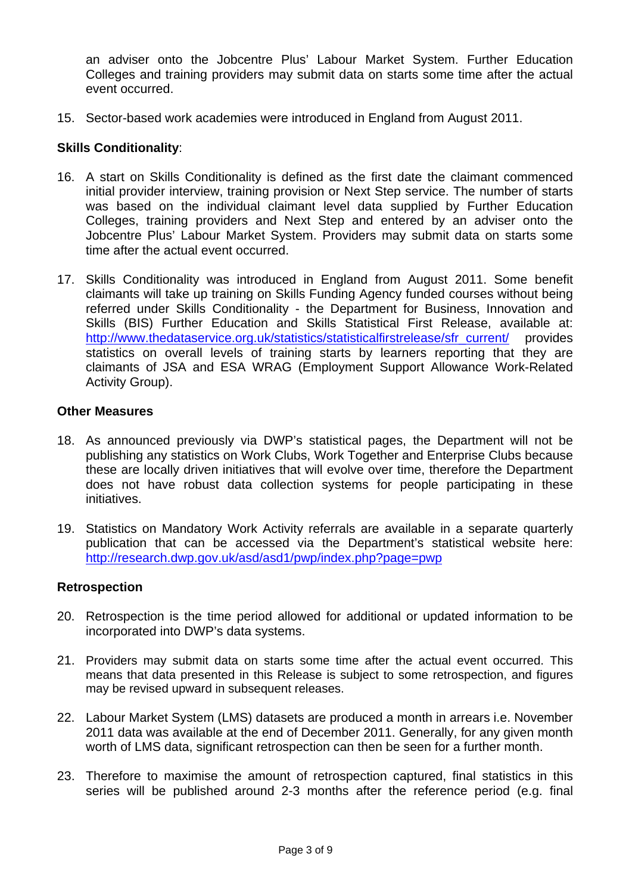an adviser onto the Jobcentre Plus' Labour Market System. Further Education Colleges and training providers may submit data on starts some time after the actual event occurred.

15. Sector-based work academies were introduced in England from August 2011.

**Skills Conditionality**:

16. A start on Skills Conditionality is defined as the first date the claimant commenced initial provider interview, training provision or Next Step service. The number of starts was based on the individual claimant level data supplied by Further Education Colleges, training providers and Next Step and entered by an adviser onto the Jobcentre Plus' Labour Market System. Providers may submit data on starts some time after the actual event occurred.

17. Skills Conditionality was introduced in England from August 2011. Some benefit claimants will take up training on Skills Funding Agency funded courses without being referred under Skills Conditionality - the Department for Business, Innovation and Skills (BIS) Further Education and Skills Statistical First Release, available at: http://www.thedataservice.org.uk/statistics/statisticalfirstrelease/sfr_current/ provides statistics on overall levels of training starts by learners reporting that they are claimants of JSA and ESA WRAG (Employment Support Allowance Work-Related Activity Group).

**Other Measures**

18. As announced previously via DWP's statistical pages, the Department will not be publishing any statistics on Work Clubs, Work Together and Enterprise Clubs because these are locally driven initiatives that will evolve over time, therefore the Department does not have robust data collection systems for people participating in these initiatives.

19. Statistics on Mandatory Work Activity referrals are available in a separate quarterly publication that can be accessed via the Department's statistical website here: http://research.dwp.gov.uk/asd/asd1/pwp/index.php?page=pwp

**Retrospection**

20. Retrospection is the time period allowed for additional or updated information to be incorporated into DWP's data systems.

21. Providers may submit data on starts some time after the actual event occurred. This means that data presented in this Release is subject to some retrospection, and figures may be revised upward in subsequent releases.

22. Labour Market System (LMS) datasets are produced a month in arrears i.e. November 2011 data was available at the end of December 2011. Generally, for any given month worth of LMS data, significant retrospection can then be seen for a further month.

23. Therefore to maximise the amount of retrospection captured, final statistics in this series will be published around 2-3 months after the reference period (e.g. final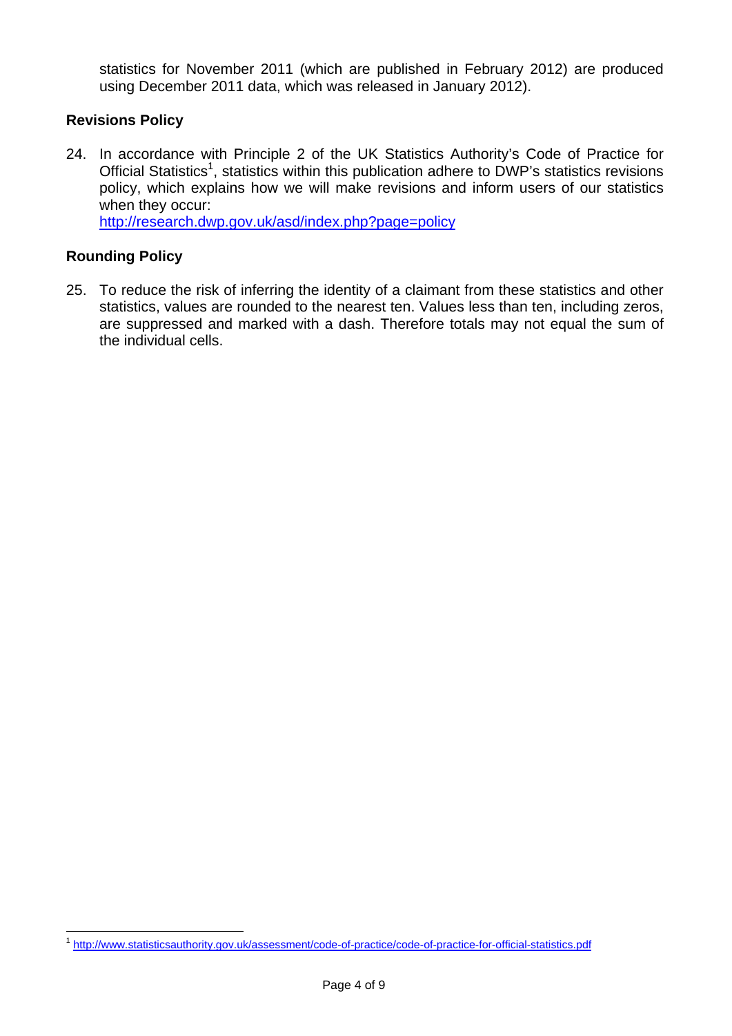statistics for November 2011 (which are published in February 2012) are produced using December 2011 data, which was released in January 2012).

### Revisions Policy

24. In accordance with Principle 2 of the UK Statistics Authority's Code of Practice for Official Statistics[1], statistics within this publication adhere to DWP's statistics revisions policy, which explains how we will make revisions and inform users of our statistics when they occur:
    http://research.dwp.gov.uk/asd/index.php?page=policy

### Rounding Policy

25. To reduce the risk of inferring the identity of a claimant from these statistics and other statistics, values are rounded to the nearest ten. Values less than ten, including zeros, are suppressed and marked with a dash. Therefore totals may not equal the sum of the individual cells.

---

[1] http://www.statisticsauthority.gov.uk/assessment/code-of-practice/code-of-practice-for-official-statistics.pdf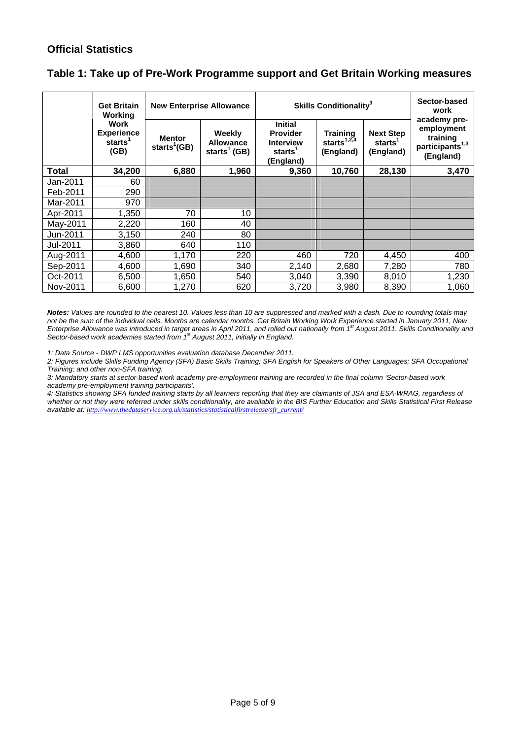## Official Statistics

### Table 1: Take up of Pre-Work Programme support and Get Britain Working measures

| | Get Britain Working | New Enterprise Allowance | | Skills Conditionality[3] | | | Sector-based work academy pre-employment training participants[1,3] (England) |
|---|---|---|---|---|---|---|---|
| | Work Experience starts[1] (GB) | Mentor starts[1] (GB) | Weekly Allowance starts[1] (GB) | Initial Provider Interview starts[1] (England) | Training starts[1,2,4] (England) | Next Step starts[1] (England) | |
| **Total** | **34,200** | **6,880** | **1,960** | **9,360** | **10,760** | **28,130** | **3,470** |
| Jan-2011 | 60 | | | | | | |
| Feb-2011 | 290 | | | | | | |
| Mar-2011 | 970 | | | | | | |
| Apr-2011 | 1,350 | 70 | 10 | | | | |
| May-2011 | 2,220 | 160 | 40 | | | | |
| Jun-2011 | 3,150 | 240 | 80 | | | | |
| Jul-2011 | 3,860 | 640 | 110 | | | | |
| Aug-2011 | 4,600 | 1,170 | 220 | 460 | 720 | 4,450 | 400 |
| Sep-2011 | 4,600 | 1,690 | 340 | 2,140 | 2,680 | 7,280 | 780 |
| Oct-2011 | 6,500 | 1,650 | 540 | 3,040 | 3,390 | 8,010 | 1,230 |
| Nov-2011 | 6,600 | 1,270 | 620 | 3,720 | 3,980 | 8,390 | 1,060 |

***Notes:*** *Values are rounded to the nearest 10. Values less than 10 are suppressed and marked with a dash. Due to rounding totals may not be the sum of the individual cells. Months are calendar months. Get Britain Working Work Experience started in January 2011, New Enterprise Allowance was introduced in target areas in April 2011, and rolled out nationally from 1st August 2011. Skills Conditionality and Sector-based work academies started from 1st August 2011, initially in England.*

*1: Data Source - DWP LMS opportunities evaluation database December 2011.*

*2: Figures include Skills Funding Agency (SFA) Basic Skills Training; SFA English for Speakers of Other Languages; SFA Occupational Training; and other non-SFA training.*

*3: Mandatory starts at sector-based work academy pre-employment training are recorded in the final column 'Sector-based work academy pre-employment training participants'.*

*4: Statistics showing SFA funded training starts by all learners reporting that they are claimants of JSA and ESA-WRAG, regardless of whether or not they were referred under skills conditionality, are available in the BIS Further Education and Skills Statistical First Release available at: http://www.thedataservice.org.uk/statistics/statisticalfirstrelease/sfr_current/*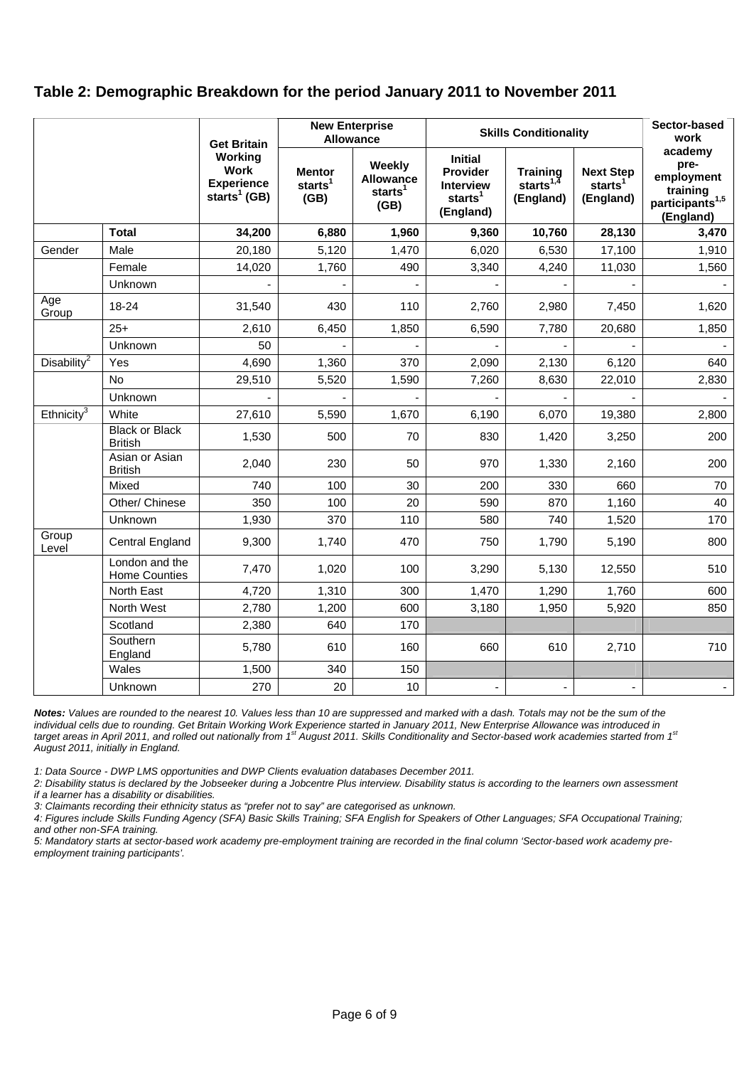## Table 2: Demographic Breakdown for the period January 2011 to November 2011

| | | Get Britain Working Work Experience starts[1] (GB) | New Enterprise Allowance | | Skills Conditionality | | | Sector-based work academy pre-employment training participants[1,5] (England) |
|---|---|---|---|---|---|---|---|---|
| | | | Mentor starts[1] (GB) | Weekly Allowance starts[1] (GB) | Initial Provider Interview starts[1] (England) | Training starts[1,4] (England) | Next Step starts[1] (England) | |
| | **Total** | **34,200** | **6,880** | **1,960** | **9,360** | **10,760** | **28,130** | **3,470** |
| Gender | Male | 20,180 | 5,120 | 1,470 | 6,020 | 6,530 | 17,100 | 1,910 |
| | Female | 14,020 | 1,760 | 490 | 3,340 | 4,240 | 11,030 | 1,560 |
| | Unknown | - | - | - | - | - | - | - |
| Age Group | 18-24 | 31,540 | 430 | 110 | 2,760 | 2,980 | 7,450 | 1,620 |
| | 25+ | 2,610 | 6,450 | 1,850 | 6,590 | 7,780 | 20,680 | 1,850 |
| | Unknown | 50 | - | - | - | - | - | - |
| Disability[2] | Yes | 4,690 | 1,360 | 370 | 2,090 | 2,130 | 6,120 | 640 |
| | No | 29,510 | 5,520 | 1,590 | 7,260 | 8,630 | 22,010 | 2,830 |
| | Unknown | - | - | - | - | - | - | - |
| Ethnicity[3] | White | 27,610 | 5,590 | 1,670 | 6,190 | 6,070 | 19,380 | 2,800 |
| | Black or Black British | 1,530 | 500 | 70 | 830 | 1,420 | 3,250 | 200 |
| | Asian or Asian British | 2,040 | 230 | 50 | 970 | 1,330 | 2,160 | 200 |
| | Mixed | 740 | 100 | 30 | 200 | 330 | 660 | 70 |
| | Other/ Chinese | 350 | 100 | 20 | 590 | 870 | 1,160 | 40 |
| | Unknown | 1,930 | 370 | 110 | 580 | 740 | 1,520 | 170 |
| Group Level | Central England | 9,300 | 1,740 | 470 | 750 | 1,790 | 5,190 | 800 |
| | London and the Home Counties | 7,470 | 1,020 | 100 | 3,290 | 5,130 | 12,550 | 510 |
| | North East | 4,720 | 1,310 | 300 | 1,470 | 1,290 | 1,760 | 600 |
| | North West | 2,780 | 1,200 | 600 | 3,180 | 1,950 | 5,920 | 850 |
| | Scotland | 2,380 | 640 | 170 | | | | |
| | Southern England | 5,780 | 610 | 160 | 660 | 610 | 2,710 | 710 |
| | Wales | 1,500 | 340 | 150 | | | | |
| | Unknown | 270 | 20 | 10 | - | - | - | - |

***Notes:*** *Values are rounded to the nearest 10. Values less than 10 are suppressed and marked with a dash. Totals may not be the sum of the individual cells due to rounding. Get Britain Working Work Experience started in January 2011, New Enterprise Allowance was introduced in target areas in April 2011, and rolled out nationally from 1st August 2011. Skills Conditionality and Sector-based work academies started from 1st August 2011, initially in England.*

*1: Data Source - DWP LMS opportunities and DWP Clients evaluation databases December 2011.*

*2: Disability status is declared by the Jobseeker during a Jobcentre Plus interview. Disability status is according to the learners own assessment if a learner has a disability or disabilities.*

*3: Claimants recording their ethnicity status as "prefer not to say" are categorised as unknown.*

*4: Figures include Skills Funding Agency (SFA) Basic Skills Training; SFA English for Speakers of Other Languages; SFA Occupational Training; and other non-SFA training.*

*5: Mandatory starts at sector-based work academy pre-employment training are recorded in the final column 'Sector-based work academy pre-employment training participants'.*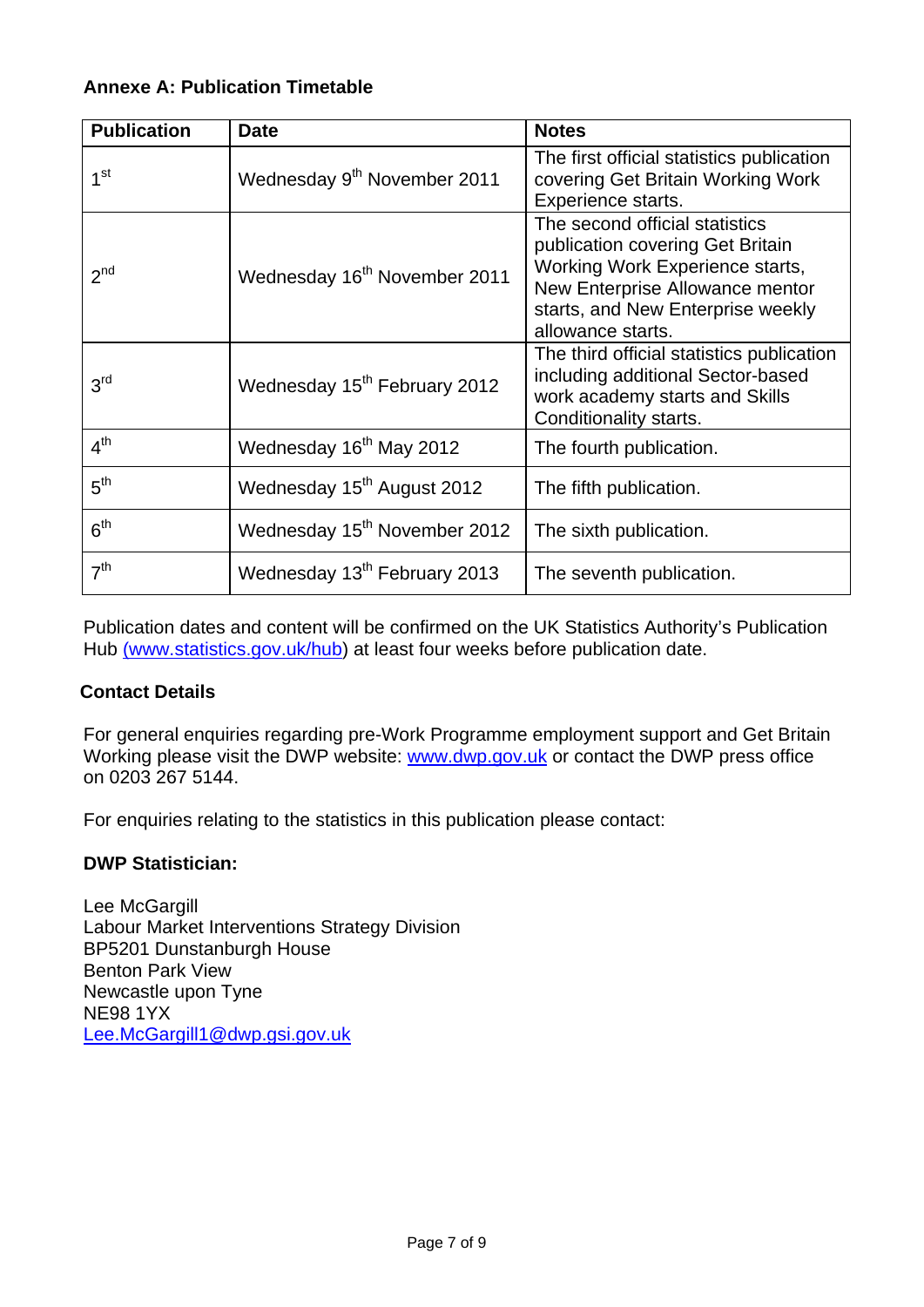### Annexe A: Publication Timetable

| Publication | Date | Notes |
|---|---|---|
| 1st | Wednesday 9th November 2011 | The first official statistics publication covering Get Britain Working Work Experience starts. |
| 2nd | Wednesday 16th November 2011 | The second official statistics publication covering Get Britain Working Work Experience starts, New Enterprise Allowance mentor starts, and New Enterprise weekly allowance starts. |
| 3rd | Wednesday 15th February 2012 | The third official statistics publication including additional Sector-based work academy starts and Skills Conditionality starts. |
| 4th | Wednesday 16th May 2012 | The fourth publication. |
| 5th | Wednesday 15th August 2012 | The fifth publication. |
| 6th | Wednesday 15th November 2012 | The sixth publication. |
| 7th | Wednesday 13th February 2013 | The seventh publication. |

Publication dates and content will be confirmed on the UK Statistics Authority's Publication Hub (www.statistics.gov.uk/hub) at least four weeks before publication date.

### Contact Details

For general enquiries regarding pre-Work Programme employment support and Get Britain Working please visit the DWP website: www.dwp.gov.uk or contact the DWP press office on 0203 267 5144.

For enquiries relating to the statistics in this publication please contact:

**DWP Statistician:**

Lee McGargill
Labour Market Interventions Strategy Division
BP5201 Dunstanburgh House
Benton Park View
Newcastle upon Tyne
NE98 1YX
Lee.McGargill1@dwp.gsi.gov.uk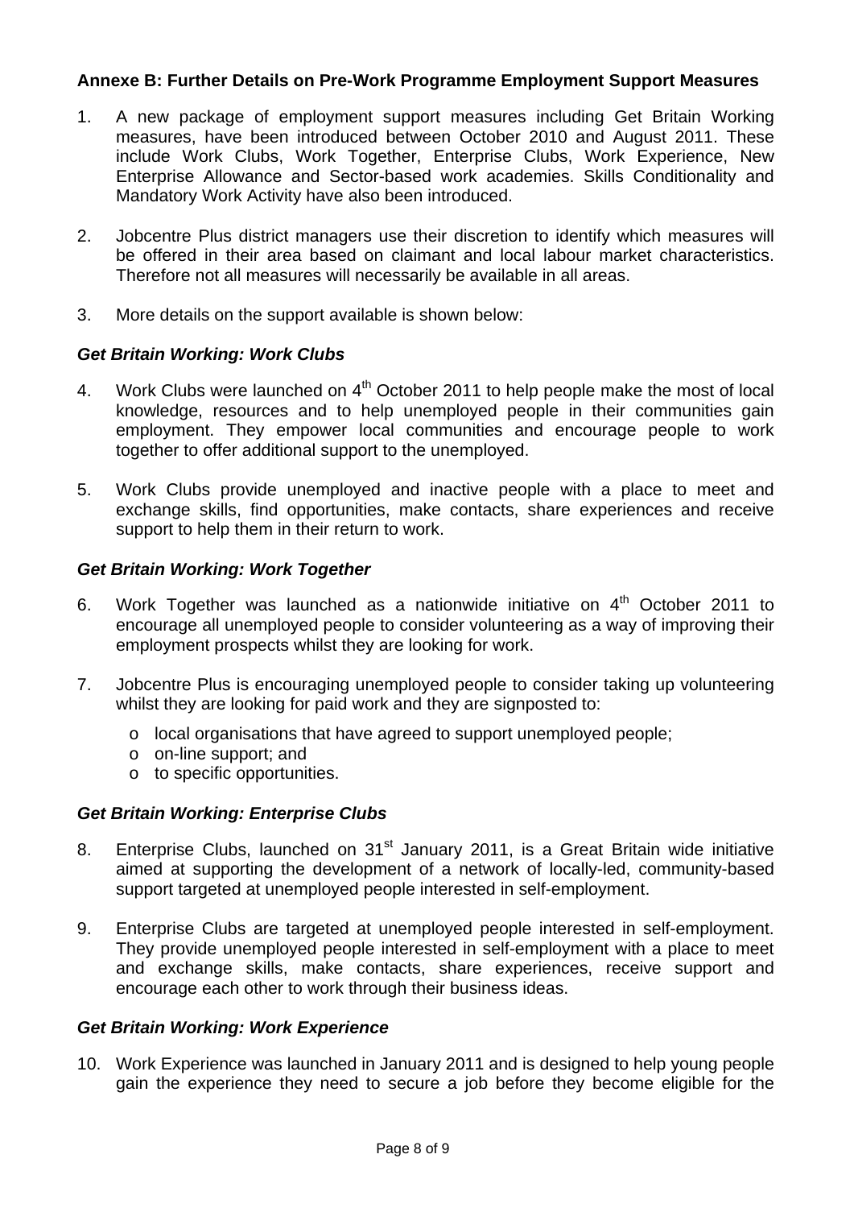**Annexe B: Further Details on Pre-Work Programme Employment Support Measures**

1. A new package of employment support measures including Get Britain Working measures, have been introduced between October 2010 and August 2011. These include Work Clubs, Work Together, Enterprise Clubs, Work Experience, New Enterprise Allowance and Sector-based work academies. Skills Conditionality and Mandatory Work Activity have also been introduced.

2. Jobcentre Plus district managers use their discretion to identify which measures will be offered in their area based on claimant and local labour market characteristics. Therefore not all measures will necessarily be available in all areas.

3. More details on the support available is shown below:

***Get Britain Working: Work Clubs***

4. Work Clubs were launched on 4th October 2011 to help people make the most of local knowledge, resources and to help unemployed people in their communities gain employment. They empower local communities and encourage people to work together to offer additional support to the unemployed.

5. Work Clubs provide unemployed and inactive people with a place to meet and exchange skills, find opportunities, make contacts, share experiences and receive support to help them in their return to work.

***Get Britain Working: Work Together***

6. Work Together was launched as a nationwide initiative on 4th October 2011 to encourage all unemployed people to consider volunteering as a way of improving their employment prospects whilst they are looking for work.

7. Jobcentre Plus is encouraging unemployed people to consider taking up volunteering whilst they are looking for paid work and they are signposted to:
   - local organisations that have agreed to support unemployed people;
   - on-line support; and
   - to specific opportunities.

***Get Britain Working: Enterprise Clubs***

8. Enterprise Clubs, launched on 31st January 2011, is a Great Britain wide initiative aimed at supporting the development of a network of locally-led, community-based support targeted at unemployed people interested in self-employment.

9. Enterprise Clubs are targeted at unemployed people interested in self-employment. They provide unemployed people interested in self-employment with a place to meet and exchange skills, make contacts, share experiences, receive support and encourage each other to work through their business ideas.

***Get Britain Working: Work Experience***

10. Work Experience was launched in January 2011 and is designed to help young people gain the experience they need to secure a job before they become eligible for the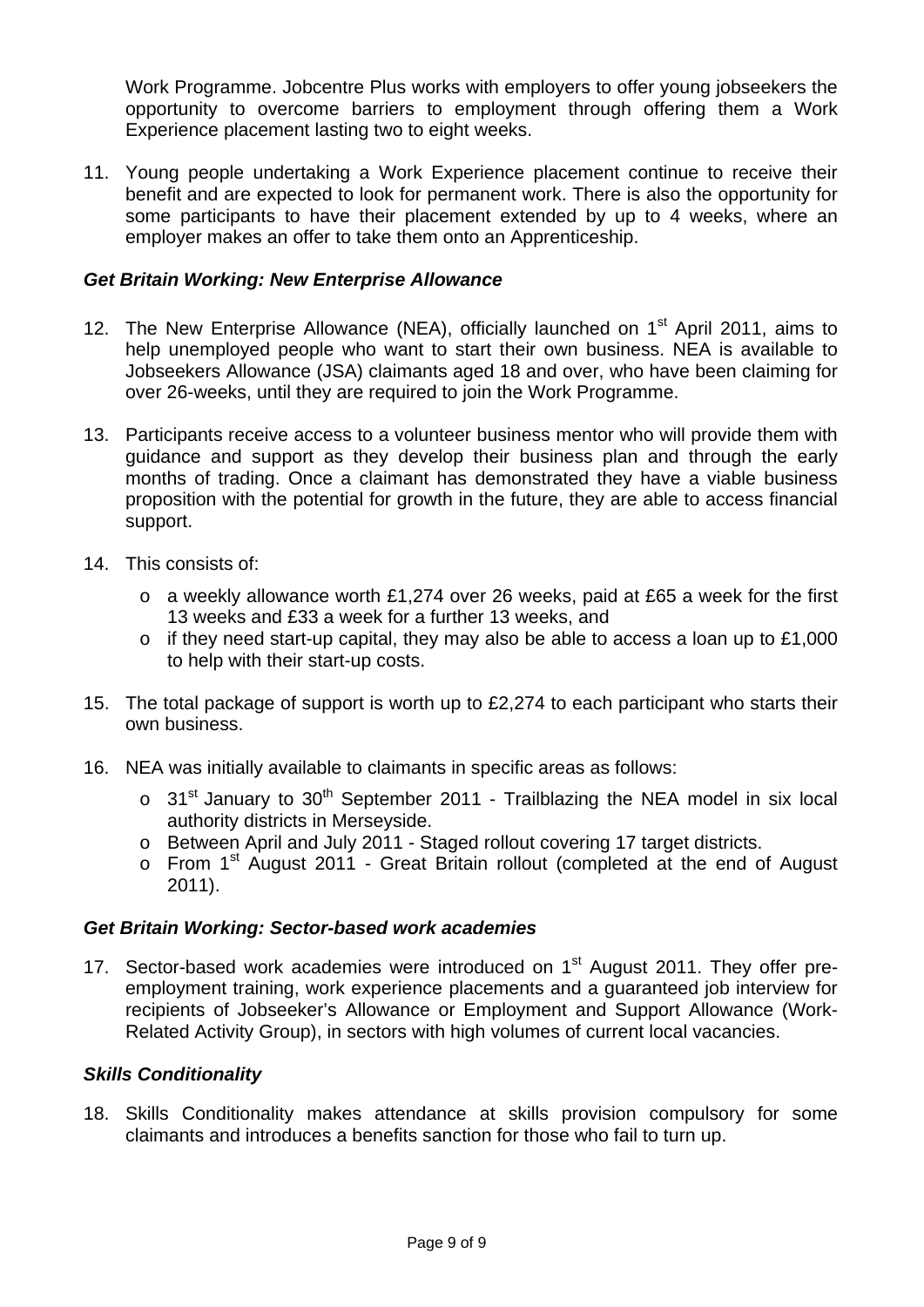Work Programme. Jobcentre Plus works with employers to offer young jobseekers the opportunity to overcome barriers to employment through offering them a Work Experience placement lasting two to eight weeks.

11. Young people undertaking a Work Experience placement continue to receive their benefit and are expected to look for permanent work. There is also the opportunity for some participants to have their placement extended by up to 4 weeks, where an employer makes an offer to take them onto an Apprenticeship.

### *Get Britain Working: New Enterprise Allowance*

12. The New Enterprise Allowance (NEA), officially launched on 1st April 2011, aims to help unemployed people who want to start their own business. NEA is available to Jobseekers Allowance (JSA) claimants aged 18 and over, who have been claiming for over 26-weeks, until they are required to join the Work Programme.

13. Participants receive access to a volunteer business mentor who will provide them with guidance and support as they develop their business plan and through the early months of trading. Once a claimant has demonstrated they have a viable business proposition with the potential for growth in the future, they are able to access financial support.

14. This consists of:
    - a weekly allowance worth £1,274 over 26 weeks, paid at £65 a week for the first 13 weeks and £33 a week for a further 13 weeks, and
    - if they need start-up capital, they may also be able to access a loan up to £1,000 to help with their start-up costs.

15. The total package of support is worth up to £2,274 to each participant who starts their own business.

16. NEA was initially available to claimants in specific areas as follows:
    - 31st January to 30th September 2011 - Trailblazing the NEA model in six local authority districts in Merseyside.
    - Between April and July 2011 - Staged rollout covering 17 target districts.
    - From 1st August 2011 - Great Britain rollout (completed at the end of August 2011).

### *Get Britain Working: Sector-based work academies*

17. Sector-based work academies were introduced on 1st August 2011. They offer pre-employment training, work experience placements and a guaranteed job interview for recipients of Jobseeker's Allowance or Employment and Support Allowance (Work-Related Activity Group), in sectors with high volumes of current local vacancies.

### *Skills Conditionality*

18. Skills Conditionality makes attendance at skills provision compulsory for some claimants and introduces a benefits sanction for those who fail to turn up.